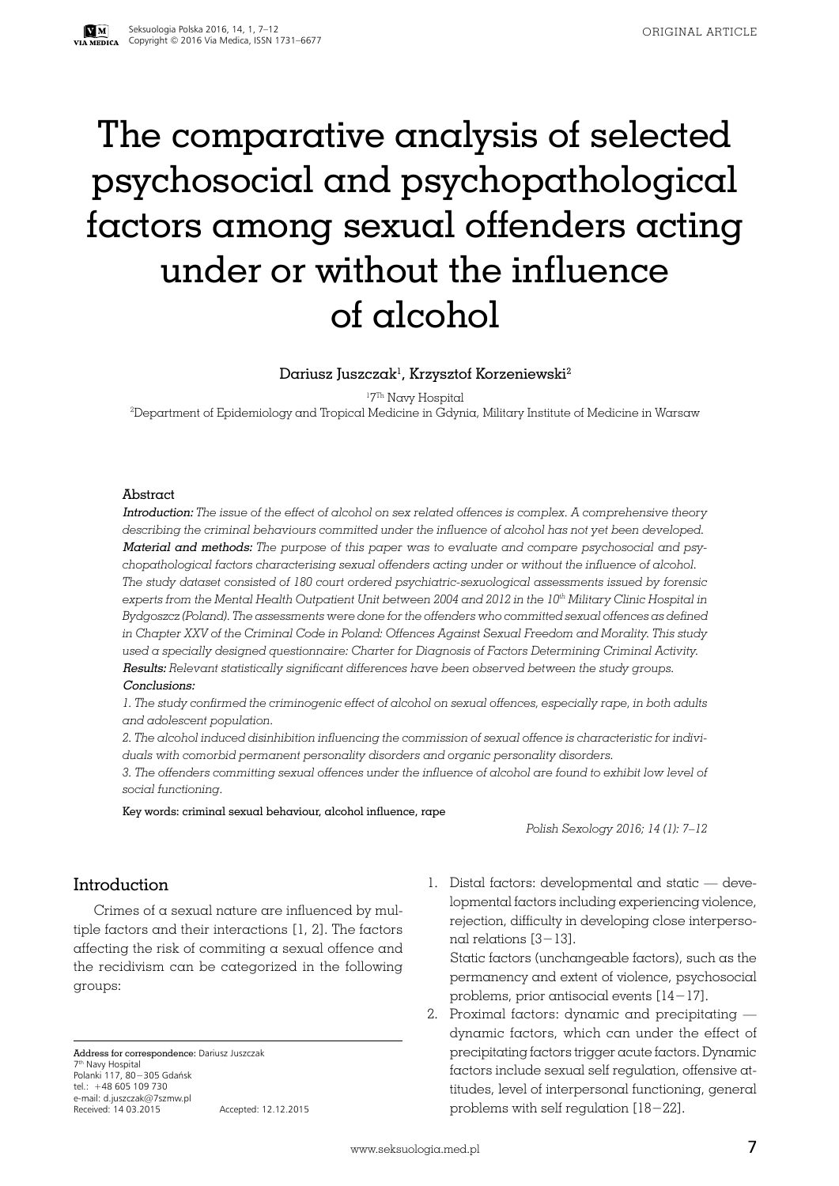ORIGINAL ARTICLE

# The comparative analysis of selected psychosocial and psychopathological factors among sexual offenders acting under or without the influence of alcohol

Dariusz Juszczak[1], Krzysztof Korzeniewski[2]

[1]7Th Navy Hospital
[2]Department of Epidemiology and Tropical Medicine in Gdynia, Military Institute of Medicine in Warsaw

## Abstract

***Introduction:*** *The issue of the effect of alcohol on sex related offences is complex. A comprehensive theory describing the criminal behaviours committed under the influence of alcohol has not yet been developed.*
***Material and methods:*** *The purpose of this paper was to evaluate and compare psychosocial and psychopathological factors characterising sexual offenders acting under or without the influence of alcohol. The study dataset consisted of 180 court ordered psychiatric-sexuological assessments issued by forensic experts from the Mental Health Outpatient Unit between 2004 and 2012 in the 10th Military Clinic Hospital in Bydgoszcz (Poland). The assessments were done for the offenders who committed sexual offences as defined in Chapter XXV of the Criminal Code in Poland: Offences Against Sexual Freedom and Morality. This study used a specially designed questionnaire: Charter for Diagnosis of Factors Determining Criminal Activity.*
***Results:*** *Relevant statistically significant differences have been observed between the study groups.*
***Conclusions:***
*1. The study confirmed the criminogenic effect of alcohol on sexual offences, especially rape, in both adults and adolescent population.*
*2. The alcohol induced disinhibition influencing the commission of sexual offence is characteristic for individuals with comorbid permanent personality disorders and organic personality disorders.*
*3. The offenders committing sexual offences under the influence of alcohol are found to exhibit low level of social functioning.*

**Key words: criminal sexual behaviour, alcohol influence, rape**

*Polish Sexology 2016; 14 (1): 7–12*

## Introduction

Crimes of a sexual nature are influenced by multiple factors and their interactions [1, 2]. The factors affecting the risk of commiting a sexual offence and the recidivism can be categorized in the following groups:

1. Distal factors: developmental and static — developmental factors including experiencing violence, rejection, difficulty in developing close interpersonal relations [3−13].
   Static factors (unchangeable factors), such as the permanency and extent of violence, psychosocial problems, prior antisocial events [14−17].
2. Proximal factors: dynamic and precipitating — dynamic factors, which can under the effect of precipitating factors trigger acute factors. Dynamic factors include sexual self regulation, offensive attitudes, level of interpersonal functioning, general problems with self regulation [18−22].

**Address for correspondence:** Dariusz Juszczak
7th Navy Hospital
Polanki 117, 80−305 Gdańsk
tel.: +48 605 109 730
e-mail: d.juszczak@7szmw.pl
Received: 14 03.2015 Accepted: 12.12.2015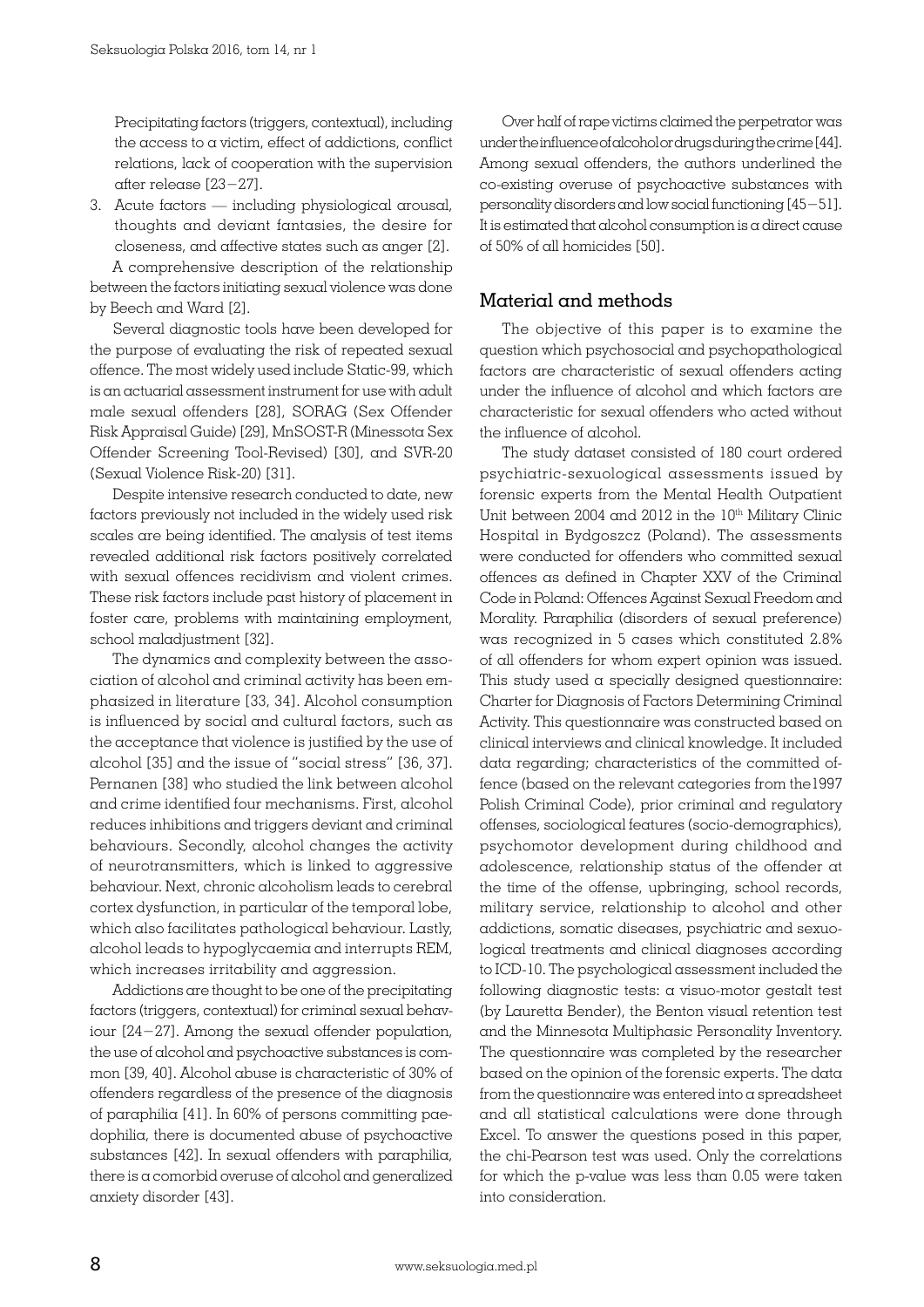Precipitating factors (triggers, contextual), including the access to a victim, effect of addictions, conflict relations, lack of cooperation with the supervision after release [23–27].

3. Acute factors — including physiological arousal, thoughts and deviant fantasies, the desire for closeness, and affective states such as anger [2].

A comprehensive description of the relationship between the factors initiating sexual violence was done by Beech and Ward [2].

Several diagnostic tools have been developed for the purpose of evaluating the risk of repeated sexual offence. The most widely used include Static-99, which is an actuarial assessment instrument for use with adult male sexual offenders [28], SORAG (Sex Offender Risk Appraisal Guide) [29], MnSOST-R (Minessota Sex Offender Screening Tool-Revised) [30], and SVR-20 (Sexual Violence Risk-20) [31].

Despite intensive research conducted to date, new factors previously not included in the widely used risk scales are being identified. The analysis of test items revealed additional risk factors positively correlated with sexual offences recidivism and violent crimes. These risk factors include past history of placement in foster care, problems with maintaining employment, school maladjustment [32].

The dynamics and complexity between the association of alcohol and criminal activity has been emphasized in literature [33, 34]. Alcohol consumption is influenced by social and cultural factors, such as the acceptance that violence is justified by the use of alcohol [35] and the issue of "social stress" [36, 37]. Pernanen [38] who studied the link between alcohol and crime identified four mechanisms. First, alcohol reduces inhibitions and triggers deviant and criminal behaviours. Secondly, alcohol changes the activity of neurotransmitters, which is linked to aggressive behaviour. Next, chronic alcoholism leads to cerebral cortex dysfunction, in particular of the temporal lobe, which also facilitates pathological behaviour. Lastly, alcohol leads to hypoglycaemia and interrupts REM, which increases irritability and aggression.

Addictions are thought to be one of the precipitating factors (triggers, contextual) for criminal sexual behaviour [24–27]. Among the sexual offender population, the use of alcohol and psychoactive substances is common [39, 40]. Alcohol abuse is characteristic of 30% of offenders regardless of the presence of the diagnosis of paraphilia [41]. In 60% of persons committing paedophilia, there is documented abuse of psychoactive substances [42]. In sexual offenders with paraphilia, there is a comorbid overuse of alcohol and generalized anxiety disorder [43].

Over half of rape victims claimed the perpetrator was under the influence of alcohol or drugs during the crime [44]. Among sexual offenders, the authors underlined the co-existing overuse of psychoactive substances with personality disorders and low social functioning [45–51]. It is estimated that alcohol consumption is a direct cause of 50% of all homicides [50].

## Material and methods

The objective of this paper is to examine the question which psychosocial and psychopathological factors are characteristic of sexual offenders acting under the influence of alcohol and which factors are characteristic for sexual offenders who acted without the influence of alcohol.

The study dataset consisted of 180 court ordered psychiatric-sexuological assessments issued by forensic experts from the Mental Health Outpatient Unit between 2004 and 2012 in the 10[th] Military Clinic Hospital in Bydgoszcz (Poland). The assessments were conducted for offenders who committed sexual offences as defined in Chapter XXV of the Criminal Code in Poland: Offences Against Sexual Freedom and Morality. Paraphilia (disorders of sexual preference) was recognized in 5 cases which constituted 2.8% of all offenders for whom expert opinion was issued. This study used a specially designed questionnaire: Charter for Diagnosis of Factors Determining Criminal Activity. This questionnaire was constructed based on clinical interviews and clinical knowledge. It included data regarding; characteristics of the committed offence (based on the relevant categories from the1997 Polish Criminal Code), prior criminal and regulatory offenses, sociological features (socio-demographics), psychomotor development during childhood and adolescence, relationship status of the offender at the time of the offense, upbringing, school records, military service, relationship to alcohol and other addictions, somatic diseases, psychiatric and sexuological treatments and clinical diagnoses according to ICD-10. The psychological assessment included the following diagnostic tests: a visuo-motor gestalt test (by Lauretta Bender), the Benton visual retention test and the Minnesota Multiphasic Personality Inventory. The questionnaire was completed by the researcher based on the opinion of the forensic experts. The data from the questionnaire was entered into a spreadsheet and all statistical calculations were done through Excel. To answer the questions posed in this paper, the chi-Pearson test was used. Only the correlations for which the p-value was less than 0.05 were taken into consideration.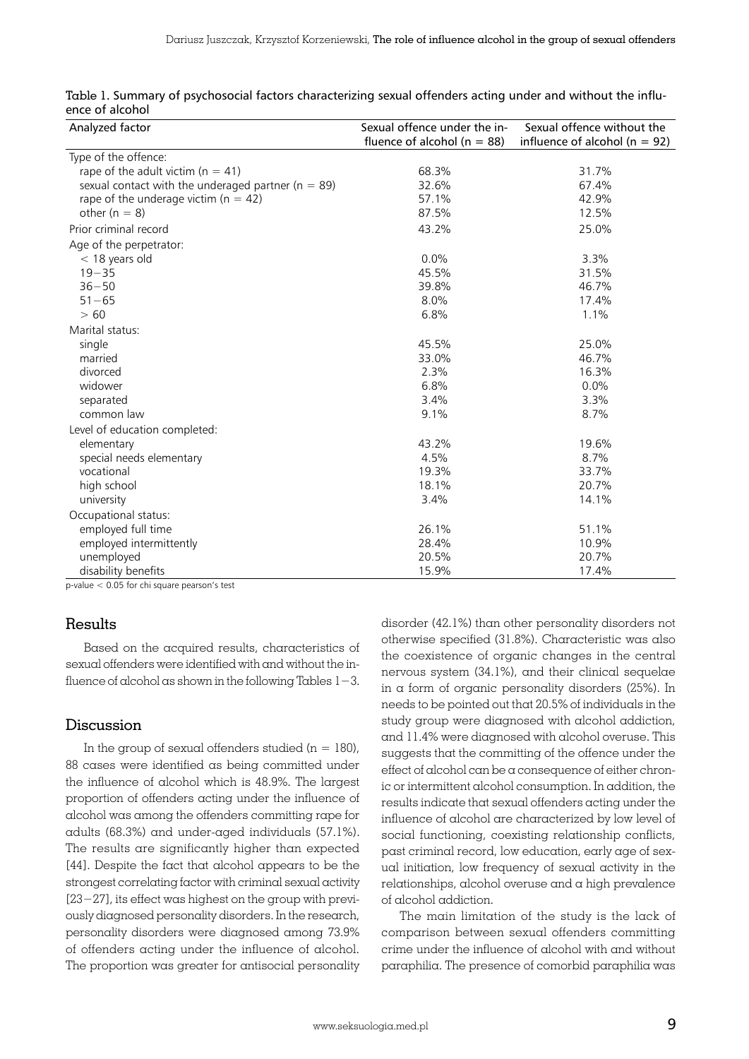Table 1. Summary of psychosocial factors characterizing sexual offenders acting under and without the influence of alcohol

| Analyzed factor | Sexual offence under the influence of alcohol (n = 88) | Sexual offence without the influence of alcohol (n = 92) |
|---|---|---|
| Type of the offence: | | |
| rape of the adult victim (n = 41) | 68.3% | 31.7% |
| sexual contact with the underaged partner (n = 89) | 32.6% | 67.4% |
| rape of the underage victim (n = 42) | 57.1% | 42.9% |
| other (n = 8) | 87.5% | 12.5% |
| Prior criminal record | 43.2% | 25.0% |
| Age of the perpetrator: | | |
| < 18 years old | 0.0% | 3.3% |
| 19−35 | 45.5% | 31.5% |
| 36−50 | 39.8% | 46.7% |
| 51−65 | 8.0% | 17.4% |
| > 60 | 6.8% | 1.1% |
| Marital status: | | |
| single | 45.5% | 25.0% |
| married | 33.0% | 46.7% |
| divorced | 2.3% | 16.3% |
| widower | 6.8% | 0.0% |
| separated | 3.4% | 3.3% |
| common law | 9.1% | 8.7% |
| Level of education completed: | | |
| elementary | 43.2% | 19.6% |
| special needs elementary | 4.5% | 8.7% |
| vocational | 19.3% | 33.7% |
| high school | 18.1% | 20.7% |
| university | 3.4% | 14.1% |
| Occupational status: | | |
| employed full time | 26.1% | 51.1% |
| employed intermittently | 28.4% | 10.9% |
| unemployed | 20.5% | 20.7% |
| disability benefits | 15.9% | 17.4% |

p-value < 0.05 for chi square pearson's test

## Results

Based on the acquired results, characteristics of sexual offenders were identified with and without the influence of alcohol as shown in the following Tables 1−3.

## Discussion

In the group of sexual offenders studied (n = 180), 88 cases were identified as being committed under the influence of alcohol which is 48.9%. The largest proportion of offenders acting under the influence of alcohol was among the offenders committing rape for adults (68.3%) and under-aged individuals (57.1%). The results are significantly higher than expected [44]. Despite the fact that alcohol appears to be the strongest correlating factor with criminal sexual activity [23−27], its effect was highest on the group with previously diagnosed personality disorders. In the research, personality disorders were diagnosed among 73.9% of offenders acting under the influence of alcohol. The proportion was greater for antisocial personality disorder (42.1%) than other personality disorders not otherwise specified (31.8%). Characteristic was also the coexistence of organic changes in the central nervous system (34.1%), and their clinical sequelae in a form of organic personality disorders (25%). In needs to be pointed out that 20.5% of individuals in the study group were diagnosed with alcohol addiction, and 11.4% were diagnosed with alcohol overuse. This suggests that the committing of the offence under the effect of alcohol can be a consequence of either chronic or intermittent alcohol consumption. In addition, the results indicate that sexual offenders acting under the influence of alcohol are characterized by low level of social functioning, coexisting relationship conflicts, past criminal record, low education, early age of sexual initiation, low frequency of sexual activity in the relationships, alcohol overuse and a high prevalence of alcohol addiction.

The main limitation of the study is the lack of comparison between sexual offenders committing crime under the influence of alcohol with and without paraphilia. The presence of comorbid paraphilia was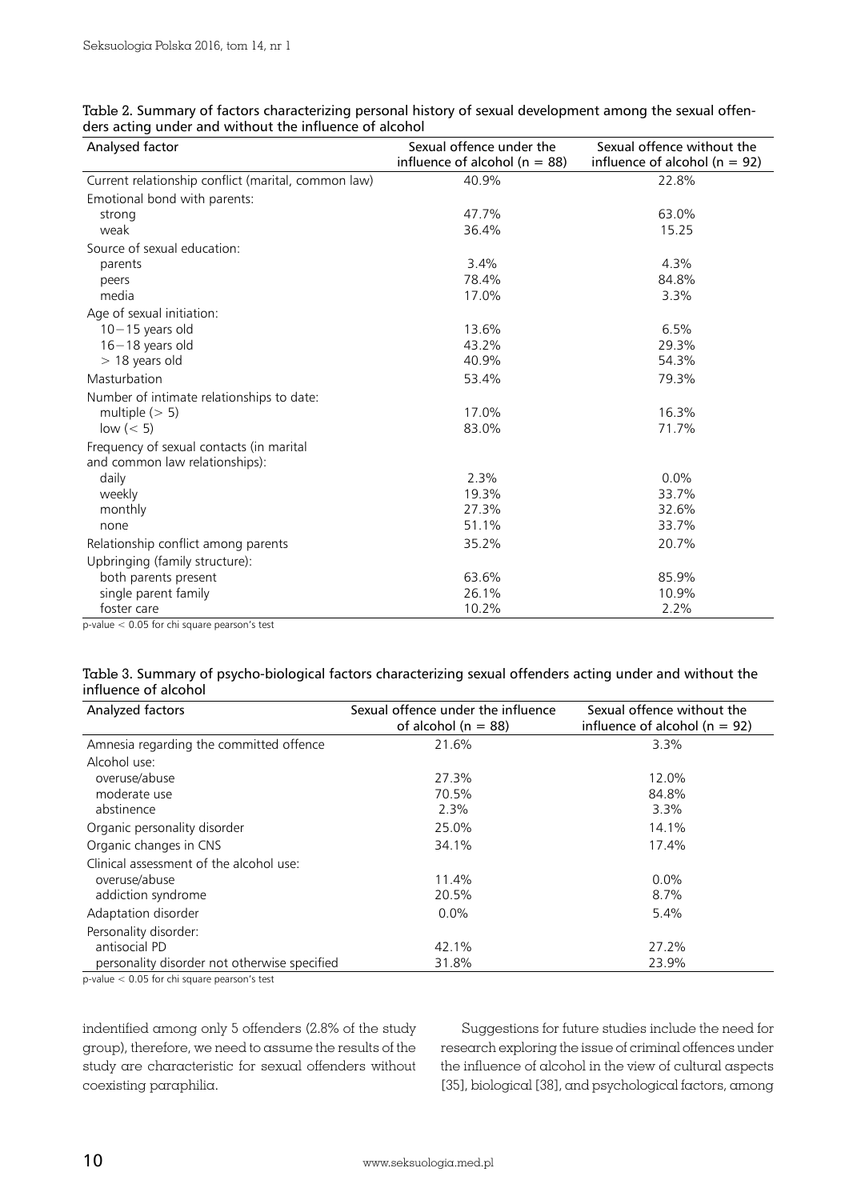Table 2. Summary of factors characterizing personal history of sexual development among the sexual offenders acting under and without the influence of alcohol

| Analysed factor | Sexual offence under the influence of alcohol (n = 88) | Sexual offence without the influence of alcohol (n = 92) |
|---|---|---|
| Current relationship conflict (marital, common law) | 40.9% | 22.8% |
| Emotional bond with parents: | | |
| strong | 47.7% | 63.0% |
| weak | 36.4% | 15.25 |
| Source of sexual education: | | |
| parents | 3.4% | 4.3% |
| peers | 78.4% | 84.8% |
| media | 17.0% | 3.3% |
| Age of sexual initiation: | | |
| 10−15 years old | 13.6% | 6.5% |
| 16−18 years old | 43.2% | 29.3% |
| > 18 years old | 40.9% | 54.3% |
| Masturbation | 53.4% | 79.3% |
| Number of intimate relationships to date: | | |
| multiple (> 5) | 17.0% | 16.3% |
| low (< 5) | 83.0% | 71.7% |
| Frequency of sexual contacts (in marital and common law relationships): | | |
| daily | 2.3% | 0.0% |
| weekly | 19.3% | 33.7% |
| monthly | 27.3% | 32.6% |
| none | 51.1% | 33.7% |
| Relationship conflict among parents | 35.2% | 20.7% |
| Upbringing (family structure): | | |
| both parents present | 63.6% | 85.9% |
| single parent family | 26.1% | 10.9% |
| foster care | 10.2% | 2.2% |

p-value < 0.05 for chi square pearson's test

Table 3. Summary of psycho-biological factors characterizing sexual offenders acting under and without the influence of alcohol

| Analyzed factors | Sexual offence under the influence of alcohol (n = 88) | Sexual offence without the influence of alcohol (n = 92) |
|---|---|---|
| Amnesia regarding the committed offence | 21.6% | 3.3% |
| Alcohol use: | | |
| overuse/abuse | 27.3% | 12.0% |
| moderate use | 70.5% | 84.8% |
| abstinence | 2.3% | 3.3% |
| Organic personality disorder | 25.0% | 14.1% |
| Organic changes in CNS | 34.1% | 17.4% |
| Clinical assessment of the alcohol use: | | |
| overuse/abuse | 11.4% | 0.0% |
| addiction syndrome | 20.5% | 8.7% |
| Adaptation disorder | 0.0% | 5.4% |
| Personality disorder: | | |
| antisocial PD | 42.1% | 27.2% |
| personality disorder not otherwise specified | 31.8% | 23.9% |

p-value < 0.05 for chi square pearson's test

indentified among only 5 offenders (2.8% of the study group), therefore, we need to assume the results of the study are characteristic for sexual offenders without coexisting paraphilia.

Suggestions for future studies include the need for research exploring the issue of criminal offences under the influence of alcohol in the view of cultural aspects [35], biological [38], and psychological factors, among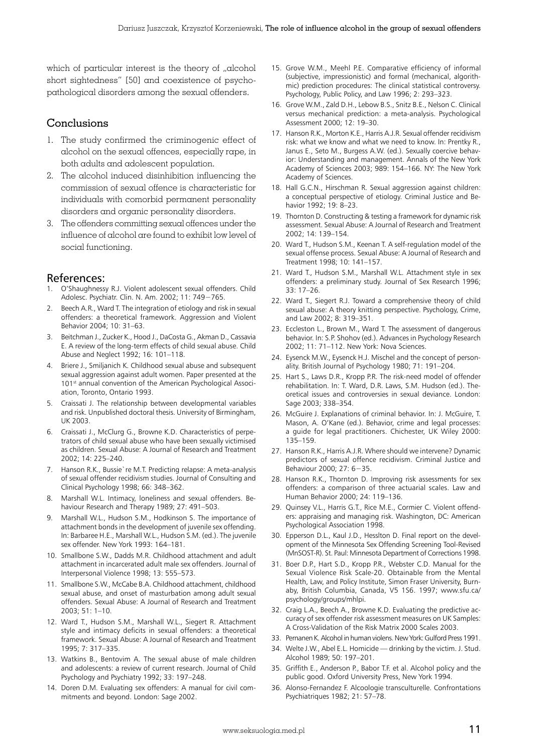which of particular interest is the theory of „alcohol short sightedness" [50] and coexistence of psychopathological disorders among the sexual offenders.

## Conclusions

1. The study confirmed the criminogenic effect of alcohol on the sexual offences, especially rape, in both adults and adolescent population.
2. The alcohol induced disinhibition influencing the commission of sexual offence is characteristic for individuals with comorbid permanent personality disorders and organic personality disorders.
3. The offenders committing sexual offences under the influence of alcohol are found to exhibit low level of social functioning.

## References:

1. O'Shaughnessy R.J. Violent adolescent sexual offenders. Child Adolesc. Psychiatr. Clin. N. Am. 2002; 11: 749−765.
2. Beech A.R., Ward T. The integration of etiology and risk in sexual offenders: a theoretical framework. Aggression and Violent Behavior 2004; 10: 31–63.
3. Beitchman J., Zucker K., Hood J., DaCosta G., Akman D., Cassavia E. A review of the long-term effects of child sexual abuse. Child Abuse and Neglect 1992; 16: 101–118.
4. Briere J., Smiljanich K. Childhood sexual abuse and subsequent sexual aggression against adult women. Paper presented at the 101st annual convention of the American Psychological Association, Toronto, Ontario 1993.
5. Craissati J. The relationship between developmental variables and risk. Unpublished doctoral thesis. University of Birmingham, UK 2003.
6. Craissati J., McClurg G., Browne K.D. Characteristics of perpetrators of child sexual abuse who have been sexually victimised as children. Sexual Abuse: A Journal of Research and Treatment 2002; 14: 225–240.
7. Hanson R.K., Bussie`re M.T. Predicting relapse: A meta-analysis of sexual offender recidivism studies. Journal of Consulting and Clinical Psychology 1998; 66: 348–362.
8. Marshall W.L. Intimacy, loneliness and sexual offenders. Behaviour Research and Therapy 1989; 27: 491–503.
9. Marshall W.L., Hudson S.M., Hodkinson S. The importance of attachment bonds in the development of juvenile sex offending. In: Barbaree H.E., Marshall W.L., Hudson S.M. (ed.). The juvenile sex offender. New York 1993: 164–181.
10. Smallbone S.W., Dadds M.R. Childhood attachment and adult attachment in incarcerated adult male sex offenders. Journal of Interpersonal Violence 1998; 13: 555–573.
11. Smallbone S.W., McCabe B.A. Childhood attachment, childhood sexual abuse, and onset of masturbation among adult sexual offenders. Sexual Abuse: A Journal of Research and Treatment 2003; 51: 1–10.
12. Ward T., Hudson S.M., Marshall W.L., Siegert R. Attachment style and intimacy deficits in sexual offenders: a theoretical framework. Sexual Abuse: A Journal of Research and Treatment 1995; 7: 317–335.
13. Watkins B., Bentovim A. The sexual abuse of male children and adolescents: a review of current research. Journal of Child Psychology and Psychiatry 1992; 33: 197–248.
14. Doren D.M. Evaluating sex offenders: A manual for civil commitments and beyond. London: Sage 2002.
15. Grove W.M., Meehl P.E. Comparative efficiency of informal (subjective, impressionistic) and formal (mechanical, algorithmic) prediction procedures: The clinical statistical controversy. Psychology, Public Policy, and Law 1996; 2: 293–323.
16. Grove W.M., Zald D.H., Lebow B.S., Snitz B.E., Nelson C. Clinical versus mechanical prediction: a meta-analysis. Psychological Assessment 2000; 12: 19–30.
17. Hanson R.K., Morton K.E., Harris A.J.R. Sexual offender recidivism risk: what we know and what we need to know. In: Prentky R., Janus E., Seto M., Burgess A.W. (ed.). Sexually coercive behavior: Understanding and management. Annals of the New York Academy of Sciences 2003; 989: 154–166. NY: The New York Academy of Sciences.
18. Hall G.C.N., Hirschman R. Sexual aggression against children: a conceptual perspective of etiology. Criminal Justice and Behavior 1992; 19: 8–23.
19. Thornton D. Constructing & testing a framework for dynamic risk assessment. Sexual Abuse: A Journal of Research and Treatment 2002; 14: 139–154.
20. Ward T., Hudson S.M., Keenan T. A self-regulation model of the sexual offense process. Sexual Abuse: A Journal of Research and Treatment 1998; 10: 141–157.
21. Ward T., Hudson S.M., Marshall W.L. Attachment style in sex offenders: a preliminary study. Journal of Sex Research 1996; 33: 17–26.
22. Ward T., Siegert R.J. Toward a comprehensive theory of child sexual abuse: A theory knitting perspective. Psychology, Crime, and Law 2002; 8: 319–351.
23. Eccleston L., Brown M., Ward T. The assessment of dangerous behavior. In: S.P. Shohov (ed.). Advances in Psychology Research 2002; 11: 71–112. New York: Nova Sciences.
24. Eysenck M.W., Eysenck H.J. Mischel and the concept of personality. British Journal of Psychology 1980; 71: 191–204.
25. Hart S., Laws D.R., Kropp P.R. The risk-need model of offender rehabilitation. In: T. Ward, D.R. Laws, S.M. Hudson (ed.). Theoretical issues and controversies in sexual deviance. London: Sage 2003; 338–354.
26. McGuire J. Explanations of criminal behavior. In: J. McGuire, T. Mason, A. O'Kane (ed.). Behavior, crime and legal processes: a guide for legal practitioners. Chichester, UK Wiley 2000: 135–159.
27. Hanson R.K., Harris A.J.R. Where should we intervene? Dynamic predictors of sexual offence recidivism. Criminal Justice and Behaviour 2000; 27: 6−35.
28. Hanson R.K., Thornton D. Improving risk assessments for sex offenders: a comparison of three actuarial scales. Law and Human Behavior 2000; 24: 119–136.
29. Quinsey V.L., Harris G.T., Rice M.E., Cormier C. Violent offenders: appraising and managing risk. Washington, DC: American Psychological Association 1998.
30. Epperson D.L., Kaul J.D., Hesslton D. Final report on the development of the Minnesota Sex Offending Screening Tool-Revised (MnSOST-R). St. Paul: Minnesota Department of Corrections 1998.
31. Boer D.P., Hart S.D., Kropp P.R., Webster C.D. Manual for the Sexual Violence Risk Scale-20. Obtainable from the Mental Health, Law, and Policy Institute, Simon Fraser University, Burnaby, British Columbia, Canada, V5 1S6. 1997; www.sfu.ca/psychology/groups/mhlpi.
32. Craig L.A., Beech A., Browne K.D. Evaluating the predictive accuracy of sex offender risk assessment measures on UK Samples: A Cross-Validation of the Risk Matrix 2000 Scales 2003.
33. Pernanen K. Alcohol in human violens. New York: Gulford Press 1991.
34. Welte J.W., Abel E.L. Homicide — drinking by the victim. J. Stud. Alcohol 1989; 50: 197–201.
35. Griffith E., Anderson P., Babor T.F. et al. Alcohol policy and the public good. Oxford University Press, New York 1994.
36. Alonso-Fernandez F. Alcoologie transculturelle. Confrontations Psychiatriques 1982; 21: 57–78.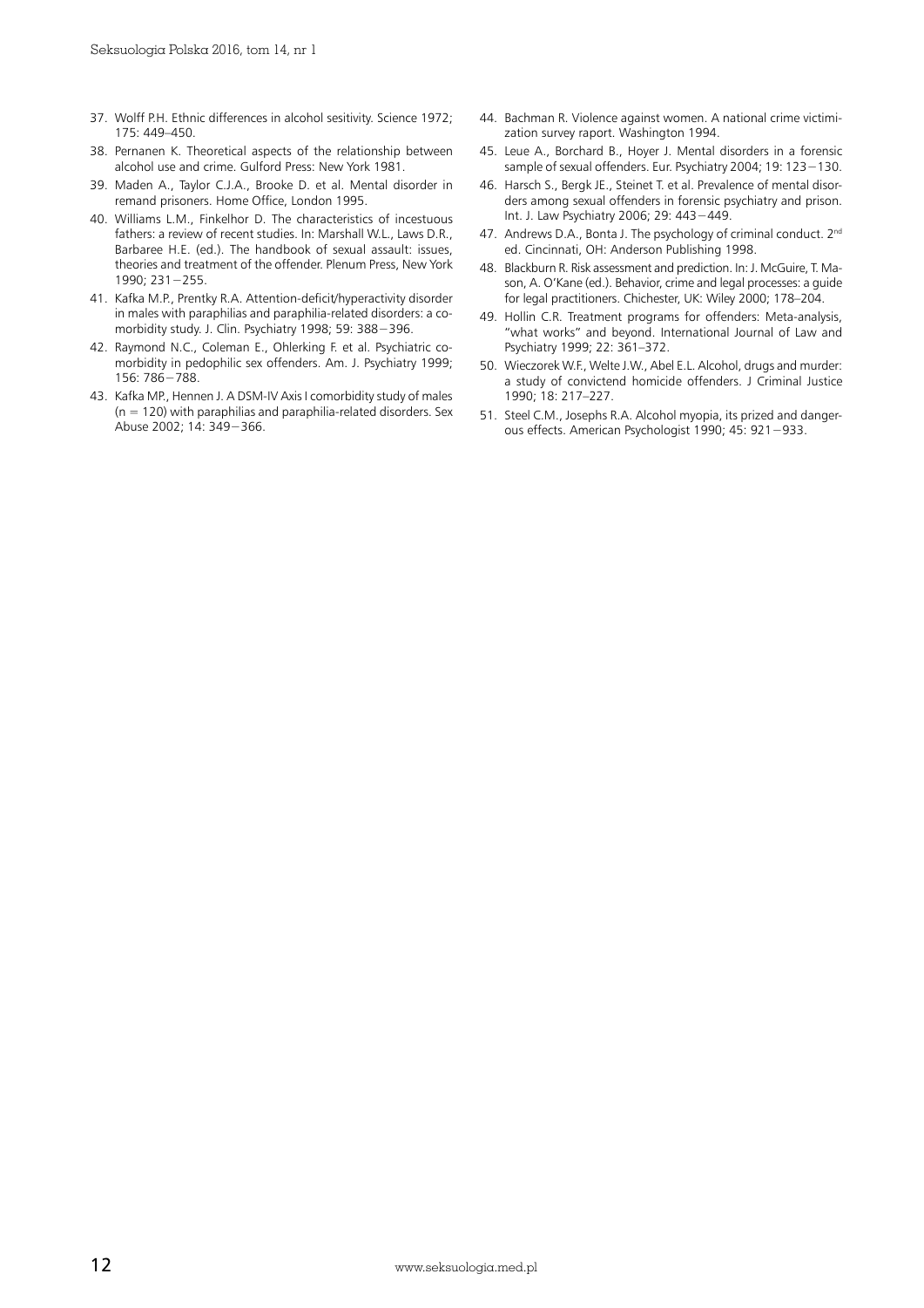37. Wolff P.H. Ethnic differences in alcohol sesitivity. Science 1972; 175: 449–450.
38. Pernanen K. Theoretical aspects of the relationship between alcohol use and crime. Gulford Press: New York 1981.
39. Maden A., Taylor C.J.A., Brooke D. et al. Mental disorder in remand prisoners. Home Office, London 1995.
40. Williams L.M., Finkelhor D. The characteristics of incestuous fathers: a review of recent studies. In: Marshall W.L., Laws D.R., Barbaree H.E. (ed.). The handbook of sexual assault: issues, theories and treatment of the offender. Plenum Press, New York 1990; 231−255.
41. Kafka M.P., Prentky R.A. Attention-deficit/hyperactivity disorder in males with paraphilias and paraphilia-related disorders: a comorbidity study. J. Clin. Psychiatry 1998; 59: 388−396.
42. Raymond N.C., Coleman E., Ohlerking F. et al. Psychiatric comorbidity in pedophilic sex offenders. Am. J. Psychiatry 1999; 156: 786−788.
43. Kafka MP., Hennen J. A DSM-IV Axis I comorbidity study of males (n = 120) with paraphilias and paraphilia-related disorders. Sex Abuse 2002; 14: 349−366.
44. Bachman R. Violence against women. A national crime victimization survey raport. Washington 1994.
45. Leue A., Borchard B., Hoyer J. Mental disorders in a forensic sample of sexual offenders. Eur. Psychiatry 2004; 19: 123−130.
46. Harsch S., Bergk JE., Steinet T. et al. Prevalence of mental disorders among sexual offenders in forensic psychiatry and prison. Int. J. Law Psychiatry 2006; 29: 443−449.
47. Andrews D.A., Bonta J. The psychology of criminal conduct. 2nd ed. Cincinnati, OH: Anderson Publishing 1998.
48. Blackburn R. Risk assessment and prediction. In: J. McGuire, T. Mason, A. O'Kane (ed.). Behavior, crime and legal processes: a guide for legal practitioners. Chichester, UK: Wiley 2000; 178–204.
49. Hollin C.R. Treatment programs for offenders: Meta-analysis, "what works" and beyond. International Journal of Law and Psychiatry 1999; 22: 361–372.
50. Wieczorek W.F., Welte J.W., Abel E.L. Alcohol, drugs and murder: a study of convictend homicide offenders. J Criminal Justice 1990; 18: 217–227.
51. Steel C.M., Josephs R.A. Alcohol myopia, its prized and dangerous effects. American Psychologist 1990; 45: 921−933.